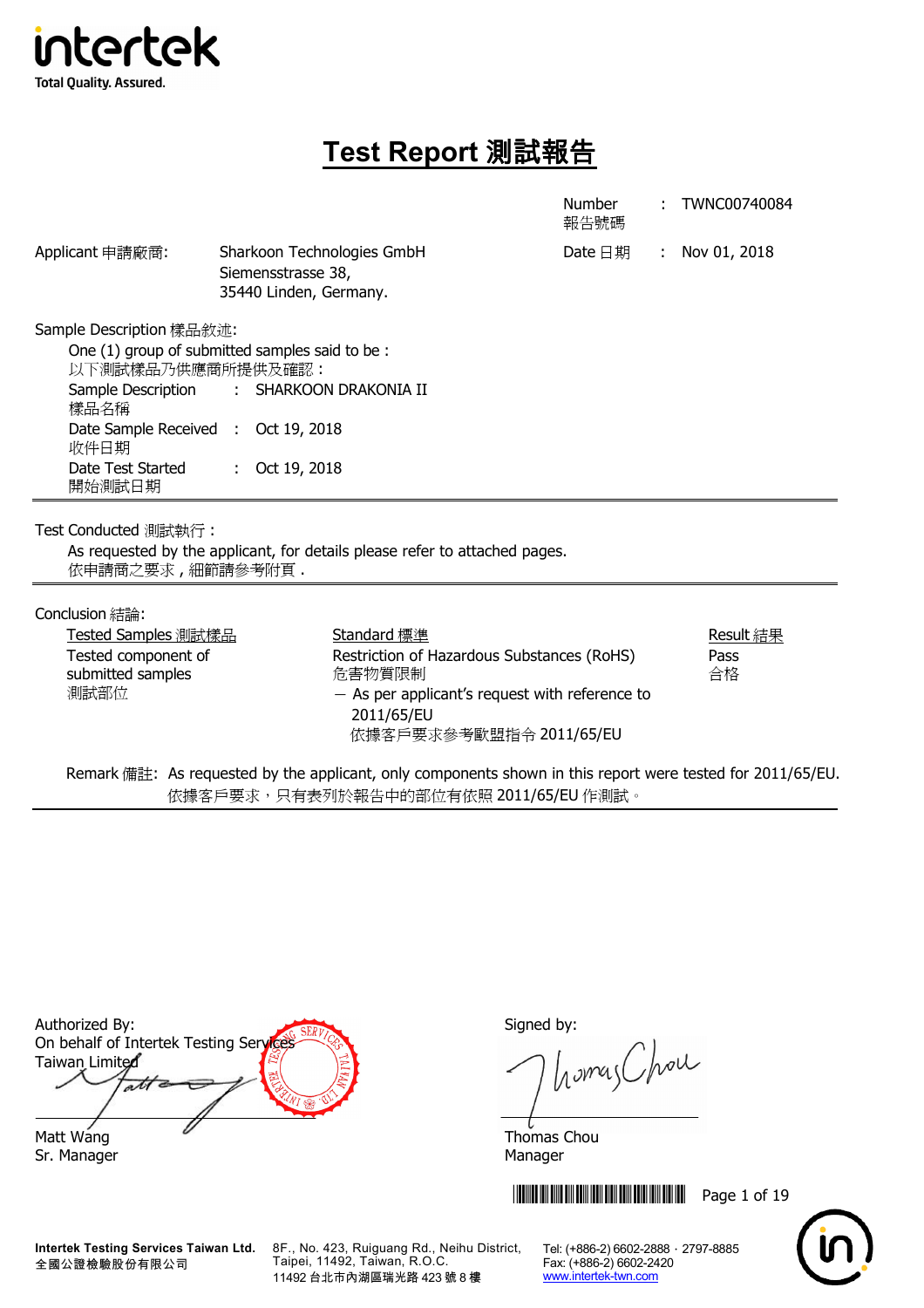intertek
Total Quality. Assured.

# Test Report 測試報告

| | | | | |
|---|---|---|---|---|
| | | Number 報告號碼 | : | TWNC00740084 |
| Applicant 申請廠商: | Sharkoon Technologies GmbH<br>Siemensstrasse 38,<br>35440 Linden, Germany. | Date 日期 | : | Nov 01, 2018 |

Sample Description 樣品敘述:

One (1) group of submitted samples said to be :
以下測試樣品乃供應商所提供及確認：

| | | |
|---|---|---|
| Sample Description 樣品名稱 | : | SHARKOON DRAKONIA II |
| Date Sample Received 收件日期 | : | Oct 19, 2018 |
| Date Test Started 開始測試日期 | : | Oct 19, 2018 |

Test Conducted 測試執行：

As requested by the applicant, for details please refer to attached pages.
依申請商之要求，細節請參考附頁.

Conclusion 結論:

| Tested Samples 測試樣品 | Standard 標準 | Result 結果 |
|---|---|---|
| Tested component of submitted samples 測試部位 | Restriction of Hazardous Substances (RoHS) 危害物質限制<br>— As per applicant's request with reference to 2011/65/EU 依據客戶要求參考歐盟指令 2011/65/EU | Pass 合格 |

Remark 備註: As requested by the applicant, only components shown in this report were tested for 2011/65/EU.
依據客戶要求，只有表列於報告中的部位有依照 2011/65/EU 作測試。

Authorized By:
On behalf of Intertek Testing Services Taiwan Limited

Matt Wang
Sr. Manager

Signed by:

Thomas Chou
Manager

**Intertek Testing Services Taiwan Ltd.**
**全國公證檢驗股份有限公司**
8F., No. 423, Ruiguang Rd., Neihu District, Taipei, 11492, Taiwan, R.O.C.
11492 台北市內湖區瑞光路 423 號 8 樓
Tel: (+886-2) 6602-2888 · 2797-8885
Fax: (+886-2) 6602-2420
www.intertek-twn.com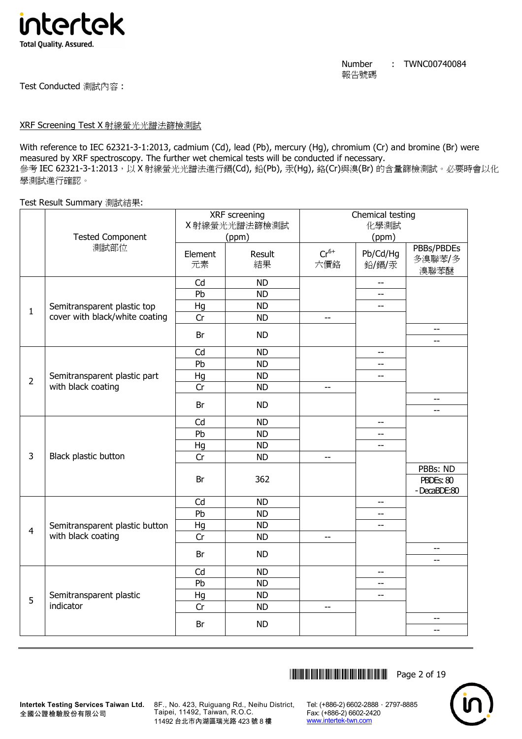Number 報告號碼 : TWNC00740084

Test Conducted 測試內容：

XRF Screening Test X 射線螢光光譜法篩檢測試

With reference to IEC 62321-3-1:2013, cadmium (Cd), lead (Pb), mercury (Hg), chromium (Cr) and bromine (Br) were measured by XRF spectroscopy. The further wet chemical tests will be conducted if necessary.
參考 IEC 62321-3-1:2013，以 X 射線螢光光譜法進行鎘(Cd), 鉛(Pb), 汞(Hg), 鉻(Cr)與溴(Br) 的含量篩檢測試。必要時會以化學測試進行確認。

Test Result Summary 測試結果:

| | Tested Component 測試部位 | XRF screening X 射線螢光光譜法篩檢測試 (ppm) | | Chemical testing 化學測試 (ppm) | | |
|---|---|---|---|---|---|---|
| | | Element 元素 | Result 結果 | $Cr^{6+}$ 六價鉻 | Pb/Cd/Hg 鉛/鎘/汞 | PBBs/PBDEs 多溴聯苯/多溴聯苯醚 |
| 1 | Semitransparent plastic top cover with black/white coating | Cd | ND | | -- | |
| | | Pb | ND | | -- | |
| | | Hg | ND | | -- | |
| | | Cr | ND | -- | | |
| | | Br | ND | | | -- / -- |
| 2 | Semitransparent plastic part with black coating | Cd | ND | | -- | |
| | | Pb | ND | | -- | |
| | | Hg | ND | | -- | |
| | | Cr | ND | -- | | |
| | | Br | ND | | | -- / -- |
| 3 | Black plastic button | Cd | ND | | -- | |
| | | Pb | ND | | -- | |
| | | Hg | ND | | -- | |
| | | Cr | ND | -- | | |
| | | Br | 362 | | | PBBs: ND / PBDEs: 80 - DecaBDE:80 |
| 4 | Semitransparent plastic button with black coating | Cd | ND | | -- | |
| | | Pb | ND | | -- | |
| | | Hg | ND | | -- | |
| | | Cr | ND | -- | | |
| | | Br | ND | | | -- / -- |
| 5 | Semitransparent plastic indicator | Cd | ND | | -- | |
| | | Pb | ND | | -- | |
| | | Hg | ND | | -- | |
| | | Cr | ND | -- | | |
| | | Br | ND | | | -- / -- |

Intertek Testing Services Taiwan Ltd. 全國公證檢驗股份有限公司
8F., No. 423, Ruiguang Rd., Neihu District, Taipei, 11492, Taiwan, R.O.C.
11492 台北市內湖區瑞光路 423 號 8 樓
Tel: (+886-2) 6602-2888．2797-8885
Fax: (+886-2) 6602-2420
www.intertek-twn.com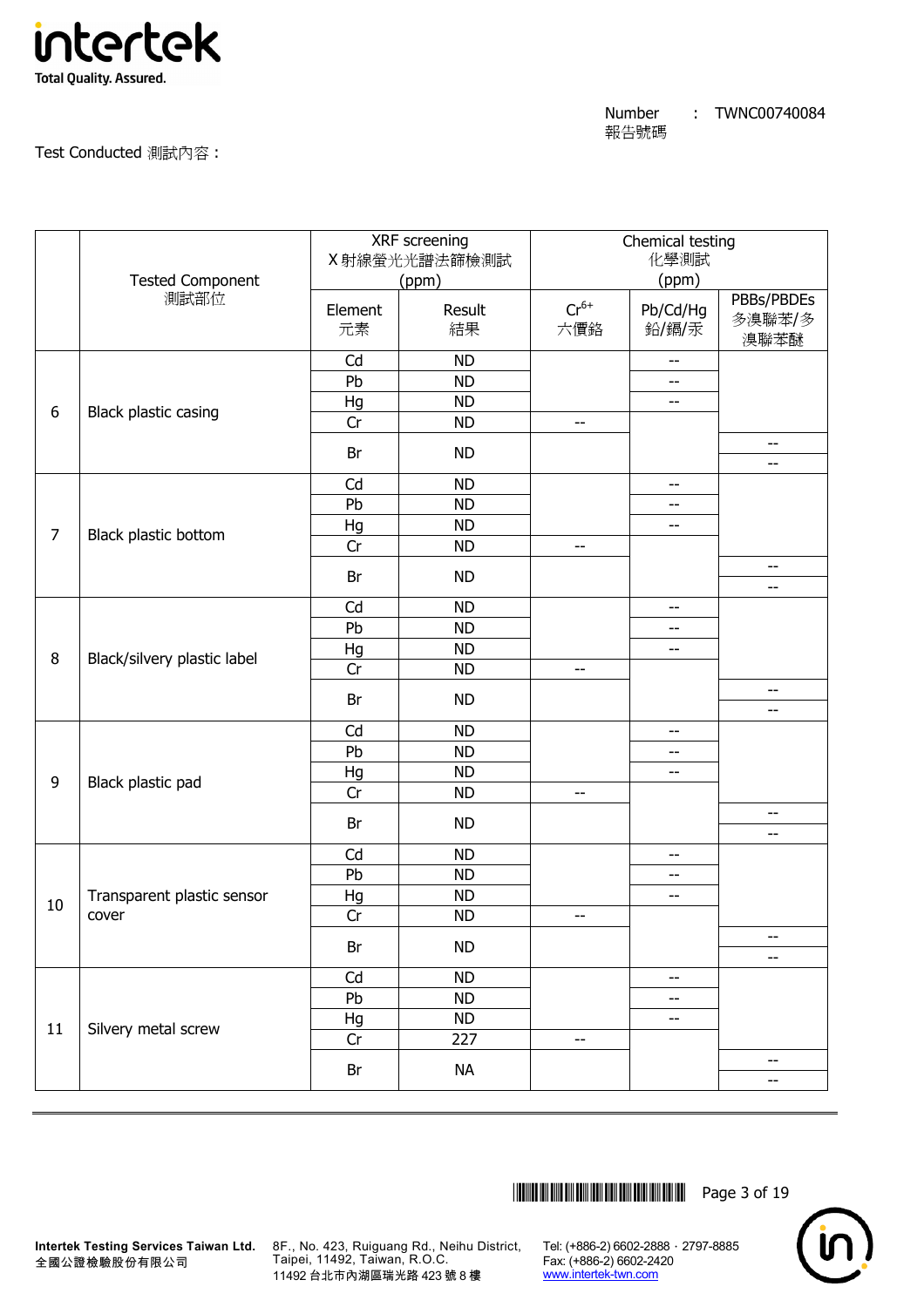Number 報告號碼 : TWNC00740084

Test Conducted 測試內容：

| | Tested Component 測試部位 | XRF screening X 射線螢光光譜法篩檢測試 (ppm) | | Chemical testing 化學測試 (ppm) | | |
|---|---|---|---|---|---|---|
| | | Element 元素 | Result 結果 | $Cr^{6+}$ 六價鉻 | Pb/Cd/Hg 鉛/鎘/汞 | PBBs/PBDEs 多溴聯苯/多溴聯苯醚 |
| 6 | Black plastic casing | Cd | ND | | -- | |
| | | Pb | ND | | -- | |
| | | Hg | ND | | -- | |
| | | Cr | ND | -- | | |
| | | Br | ND | | | -- |
| | | | | | | -- |
| 7 | Black plastic bottom | Cd | ND | | -- | |
| | | Pb | ND | | -- | |
| | | Hg | ND | | -- | |
| | | Cr | ND | -- | | |
| | | Br | ND | | | -- |
| | | | | | | -- |
| 8 | Black/silvery plastic label | Cd | ND | | -- | |
| | | Pb | ND | | -- | |
| | | Hg | ND | | -- | |
| | | Cr | ND | -- | | |
| | | Br | ND | | | -- |
| | | | | | | -- |
| 9 | Black plastic pad | Cd | ND | | -- | |
| | | Pb | ND | | -- | |
| | | Hg | ND | | -- | |
| | | Cr | ND | -- | | |
| | | Br | ND | | | -- |
| | | | | | | -- |
| 10 | Transparent plastic sensor cover | Cd | ND | | -- | |
| | | Pb | ND | | -- | |
| | | Hg | ND | | -- | |
| | | Cr | ND | -- | | |
| | | Br | ND | | | -- |
| | | | | | | -- |
| 11 | Silvery metal screw | Cd | ND | | -- | |
| | | Pb | ND | | -- | |
| | | Hg | ND | | -- | |
| | | Cr | 227 | -- | | |
| | | Br | NA | | | -- |
| | | | | | | -- |

Intertek Testing Services Taiwan Ltd.
全國公證檢驗股份有限公司

8F., No. 423, Ruiguang Rd., Neihu District, Taipei, 11492, Taiwan, R.O.C.
11492 台北市內湖區瑞光路 423 號 8 樓

Tel: (+886-2) 6602-2888 · 2797-8885
Fax: (+886-2) 6602-2420
www.intertek-twn.com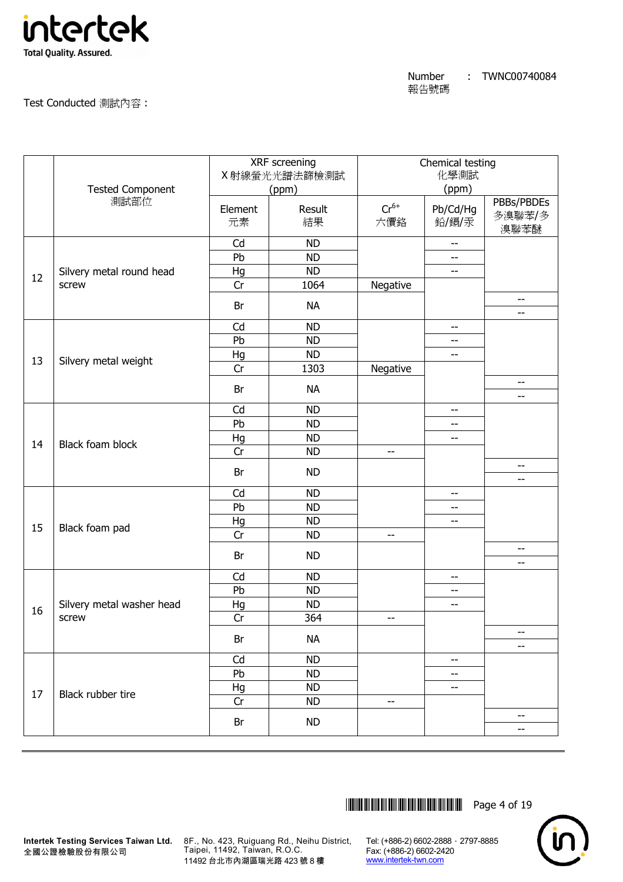Number 報告號碼 : TWNC00740084

Test Conducted 測試內容 :

| | Tested Component 測試部位 | XRF screening X 射線螢光光譜法篩檢測試 (ppm) | | Chemical testing 化學測試 (ppm) | | |
|---|---|---|---|---|---|---|
| | | Element 元素 | Result 結果 | $Cr^{6+}$ 六價鉻 | Pb/Cd/Hg 鉛/鎘/汞 | PBBs/PBDEs 多溴聯苯/多溴聯苯醚 |
| 12 | Silvery metal round head screw | Cd | ND | | -- | |
| | | Pb | ND | | -- | |
| | | Hg | ND | | -- | |
| | | Cr | 1064 | Negative | | |
| | | Br | NA | | | -- |
| | | | | | | -- |
| 13 | Silvery metal weight | Cd | ND | | -- | |
| | | Pb | ND | | -- | |
| | | Hg | ND | | -- | |
| | | Cr | 1303 | Negative | | |
| | | Br | NA | | | -- |
| | | | | | | -- |
| 14 | Black foam block | Cd | ND | | -- | |
| | | Pb | ND | | -- | |
| | | Hg | ND | | -- | |
| | | Cr | ND | -- | | |
| | | Br | ND | | | -- |
| | | | | | | -- |
| 15 | Black foam pad | Cd | ND | | -- | |
| | | Pb | ND | | -- | |
| | | Hg | ND | | -- | |
| | | Cr | ND | -- | | |
| | | Br | ND | | | -- |
| | | | | | | -- |
| 16 | Silvery metal washer head screw | Cd | ND | | -- | |
| | | Pb | ND | | -- | |
| | | Hg | ND | | -- | |
| | | Cr | 364 | -- | | |
| | | Br | NA | | | -- |
| | | | | | | -- |
| 17 | Black rubber tire | Cd | ND | | -- | |
| | | Pb | ND | | -- | |
| | | Hg | ND | | -- | |
| | | Cr | ND | -- | | |
| | | Br | ND | | | -- |
| | | | | | | -- |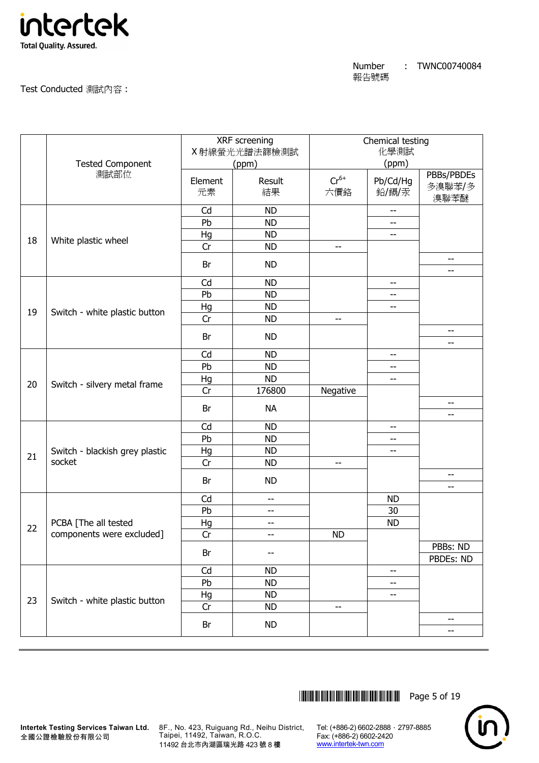Number 報告號碼 : TWNC00740084

Test Conducted 測試內容：

| | Tested Component 測試部位 | XRF screening X射線螢光光譜法篩檢測試 (ppm) | | Chemical testing 化學測試 (ppm) | | |
|---|---|---|---|---|---|---|
| | | Element 元素 | Result 結果 | $Cr^{6+}$ 六價鉻 | Pb/Cd/Hg 鉛/鎘/汞 | PBBs/PBDEs 多溴聯苯/多溴聯苯醚 |
| 18 | White plastic wheel | Cd | ND | | -- | |
| | | Pb | ND | | -- | |
| | | Hg | ND | | -- | |
| | | Cr | ND | -- | | |
| | | Br | ND | | | -- |
| | | | | | | -- |
| 19 | Switch - white plastic button | Cd | ND | | -- | |
| | | Pb | ND | | -- | |
| | | Hg | ND | | -- | |
| | | Cr | ND | -- | | |
| | | Br | ND | | | -- |
| | | | | | | -- |
| 20 | Switch - silvery metal frame | Cd | ND | | -- | |
| | | Pb | ND | | -- | |
| | | Hg | ND | | -- | |
| | | Cr | 176800 | Negative | | |
| | | Br | NA | | | -- |
| | | | | | | -- |
| 21 | Switch - blackish grey plastic socket | Cd | ND | | -- | |
| | | Pb | ND | | -- | |
| | | Hg | ND | | -- | |
| | | Cr | ND | -- | | |
| | | Br | ND | | | -- |
| | | | | | | -- |
| 22 | PCBA [The all tested components were excluded] | Cd | -- | | ND | |
| | | Pb | -- | | 30 | |
| | | Hg | -- | | ND | |
| | | Cr | -- | ND | | |
| | | Br | -- | | | PBBs: ND |
| | | | | | | PBDEs: ND |
| 23 | Switch - white plastic button | Cd | ND | | -- | |
| | | Pb | ND | | -- | |
| | | Hg | ND | | -- | |
| | | Cr | ND | -- | | |
| | | Br | ND | | | -- |
| | | | | | | -- |

Intertek Testing Services Taiwan Ltd.
全國公證檢驗股份有限公司

8F., No. 423, Ruiguang Rd., Neihu District, Taipei, 11492, Taiwan, R.O.C.
11492 台北市內湖區瑞光路 423 號 8 樓

Tel: (+886-2) 6602-2888 · 2797-8885
Fax: (+886-2) 6602-2420
www.intertek-twn.com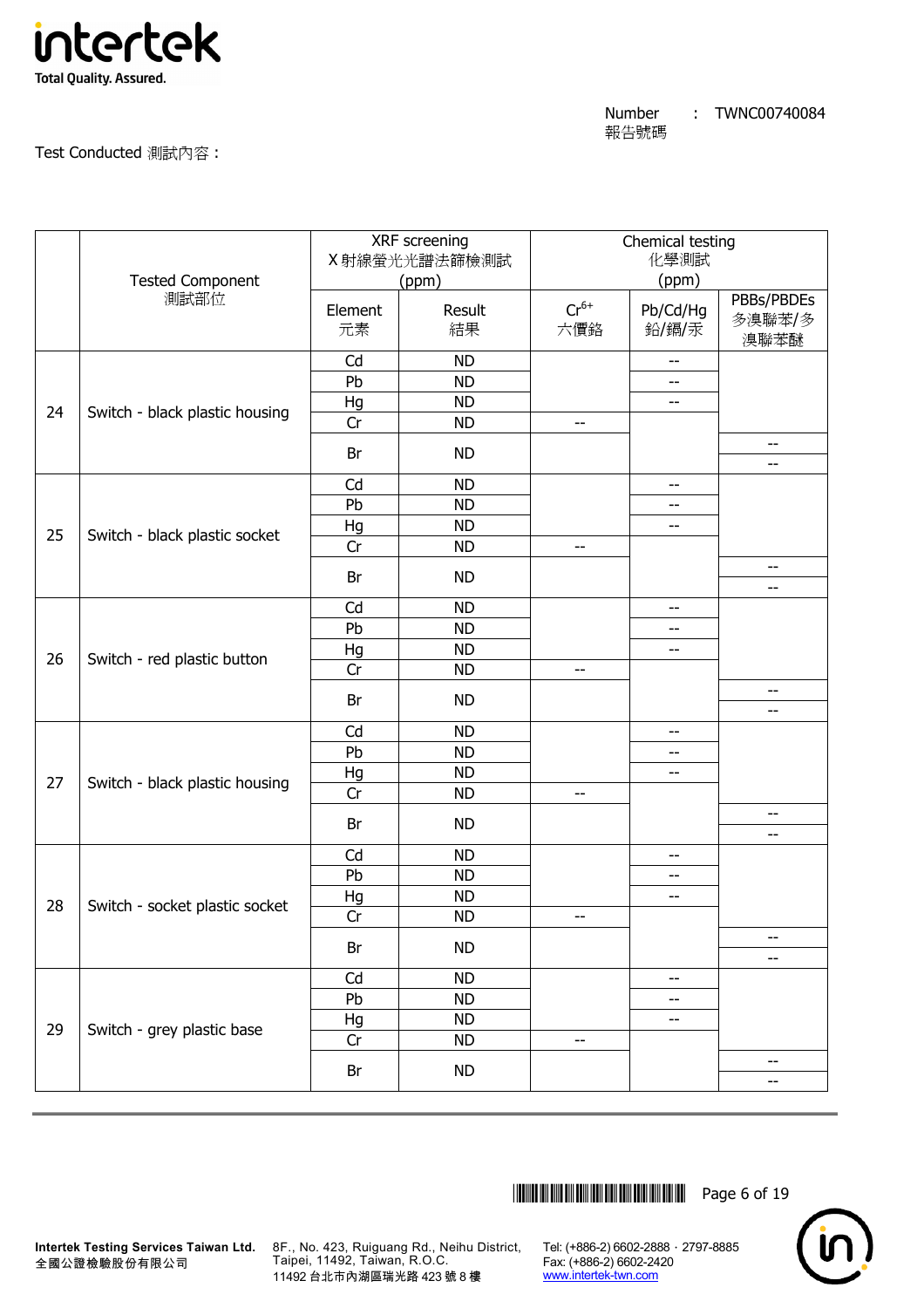Number 報告號碼 : TWNC00740084

Test Conducted 測試內容：

| | Tested Component 測試部位 | XRF screening X 射線螢光光譜法篩檢測試 (ppm) | | Chemical testing 化學測試 (ppm) | | |
|---|---|---|---|---|---|---|
| | | Element 元素 | Result 結果 | $Cr^{6+}$ 六價鉻 | Pb/Cd/Hg 鉛/鎘/汞 | PBBs/PBDEs 多溴聯苯/多溴聯苯醚 |
| 24 | Switch - black plastic housing | Cd | ND | | -- | |
| | | Pb | ND | | -- | |
| | | Hg | ND | | -- | |
| | | Cr | ND | -- | | |
| | | Br | ND | | | -- / -- |
| 25 | Switch - black plastic socket | Cd | ND | | -- | |
| | | Pb | ND | | -- | |
| | | Hg | ND | | -- | |
| | | Cr | ND | -- | | |
| | | Br | ND | | | -- / -- |
| 26 | Switch - red plastic button | Cd | ND | | -- | |
| | | Pb | ND | | -- | |
| | | Hg | ND | | -- | |
| | | Cr | ND | -- | | |
| | | Br | ND | | | -- / -- |
| 27 | Switch - black plastic housing | Cd | ND | | -- | |
| | | Pb | ND | | -- | |
| | | Hg | ND | | -- | |
| | | Cr | ND | -- | | |
| | | Br | ND | | | -- / -- |
| 28 | Switch - socket plastic socket | Cd | ND | | -- | |
| | | Pb | ND | | -- | |
| | | Hg | ND | | -- | |
| | | Cr | ND | -- | | |
| | | Br | ND | | | -- / -- |
| 29 | Switch - grey plastic base | Cd | ND | | -- | |
| | | Pb | ND | | -- | |
| | | Hg | ND | | -- | |
| | | Cr | ND | -- | | |
| | | Br | ND | | | -- / -- |

Intertek Testing Services Taiwan Ltd.
全國公證檢驗股份有限公司

8F., No. 423, Ruiguang Rd., Neihu District, Taipei, 11492, Taiwan, R.O.C.
11492 台北市內湖區瑞光路 423 號 8 樓

Tel: (+886-2) 6602-2888．2797-8885
Fax: (+886-2) 6602-2420
www.intertek-twn.com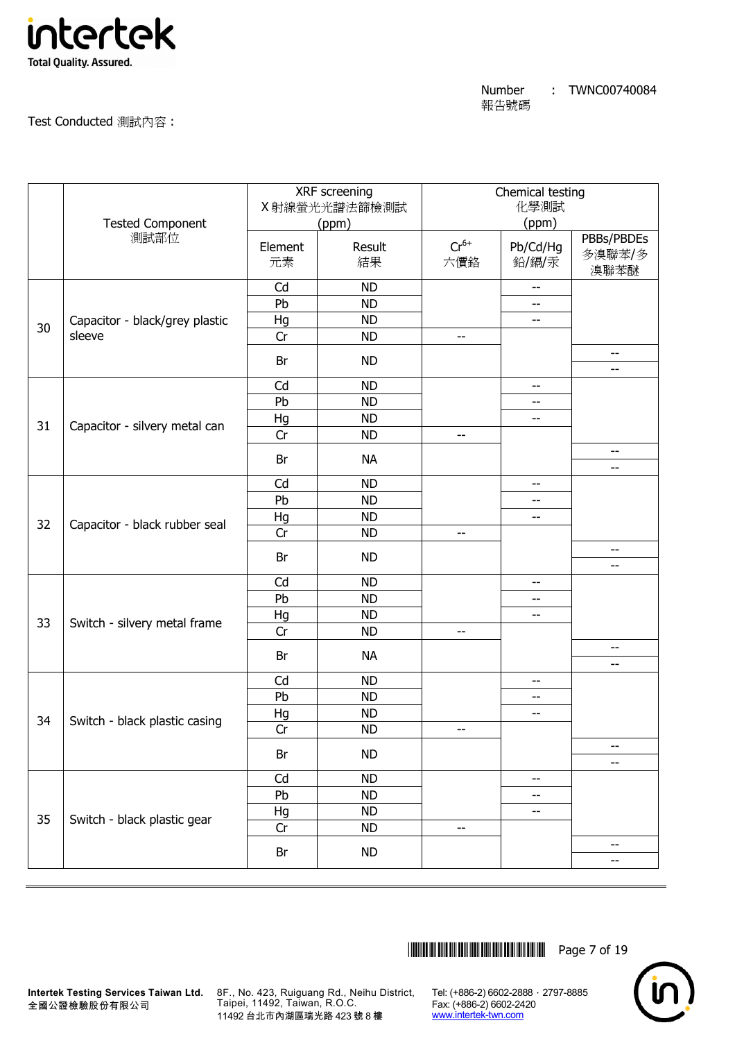Number 報告號碼 : TWNC00740084

Test Conducted 測試內容：

| | Tested Component 測試部位 | XRF screening X 射線螢光光譜法篩檢測試 (ppm) | | Chemical testing 化學測試 (ppm) | | |
|---|---|---|---|---|---|---|
| | | Element 元素 | Result 結果 | $Cr^{6+}$ 六價鉻 | Pb/Cd/Hg 鉛/鎘/汞 | PBBs/PBDEs 多溴聯苯/多溴聯苯醚 |
| 30 | Capacitor - black/grey plastic sleeve | Cd | ND | | -- | |
| | | Pb | ND | | -- | |
| | | Hg | ND | | -- | |
| | | Cr | ND | -- | | |
| | | Br | ND | | | -- / -- |
| 31 | Capacitor - silvery metal can | Cd | ND | | -- | |
| | | Pb | ND | | -- | |
| | | Hg | ND | | -- | |
| | | Cr | ND | -- | | |
| | | Br | NA | | | -- / -- |
| 32 | Capacitor - black rubber seal | Cd | ND | | -- | |
| | | Pb | ND | | -- | |
| | | Hg | ND | | -- | |
| | | Cr | ND | -- | | |
| | | Br | ND | | | -- / -- |
| 33 | Switch - silvery metal frame | Cd | ND | | -- | |
| | | Pb | ND | | -- | |
| | | Hg | ND | | -- | |
| | | Cr | ND | -- | | |
| | | Br | NA | | | -- / -- |
| 34 | Switch - black plastic casing | Cd | ND | | -- | |
| | | Pb | ND | | -- | |
| | | Hg | ND | | -- | |
| | | Cr | ND | -- | | |
| | | Br | ND | | | -- / -- |
| 35 | Switch - black plastic gear | Cd | ND | | -- | |
| | | Pb | ND | | -- | |
| | | Hg | ND | | -- | |
| | | Cr | ND | -- | | |
| | | Br | ND | | | -- / -- |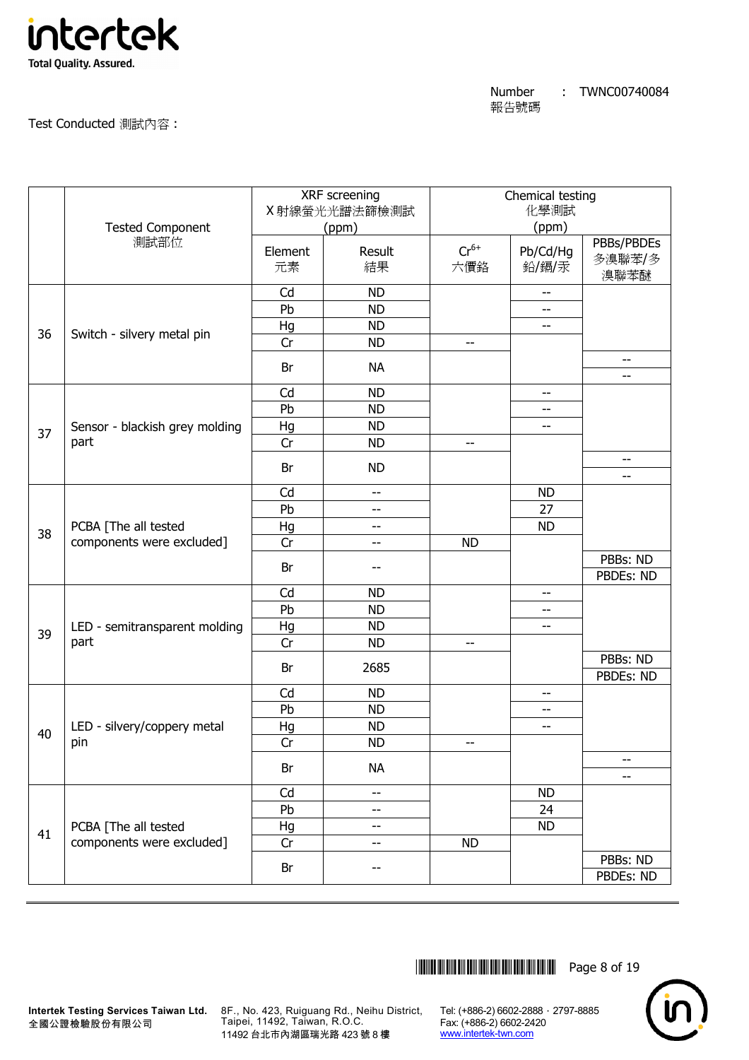Number 報告號碼 : TWNC00740084

Test Conducted 測試內容：

| | Tested Component 測試部位 | XRF screening X 射線螢光光譜法篩檢測試 (ppm) | | Chemical testing 化學測試 (ppm) | | |
|---|---|---|---|---|---|---|
| | | Element 元素 | Result 結果 | $Cr^{6+}$ 六價鉻 | Pb/Cd/Hg 鉛/鎘/汞 | PBBs/PBDEs 多溴聯苯/多溴聯苯醚 |
| 36 | Switch - silvery metal pin | Cd | ND | | -- | |
| | | Pb | ND | | -- | |
| | | Hg | ND | | -- | |
| | | Cr | ND | -- | | |
| | | Br | NA | | | -- |
| | | | | | | -- |
| 37 | Sensor - blackish grey molding part | Cd | ND | | -- | |
| | | Pb | ND | | -- | |
| | | Hg | ND | | -- | |
| | | Cr | ND | -- | | |
| | | Br | ND | | | -- |
| | | | | | | -- |
| 38 | PCBA [The all tested components were excluded] | Cd | -- | | ND | |
| | | Pb | -- | | 27 | |
| | | Hg | -- | | ND | |
| | | Cr | -- | ND | | |
| | | Br | -- | | | PBBs: ND |
| | | | | | | PBDEs: ND |
| 39 | LED - semitransparent molding part | Cd | ND | | -- | |
| | | Pb | ND | | -- | |
| | | Hg | ND | | -- | |
| | | Cr | ND | -- | | |
| | | Br | 2685 | | | PBBs: ND |
| | | | | | | PBDEs: ND |
| 40 | LED - silvery/coppery metal pin | Cd | ND | | -- | |
| | | Pb | ND | | -- | |
| | | Hg | ND | | -- | |
| | | Cr | ND | -- | | |
| | | Br | NA | | | -- |
| | | | | | | -- |
| 41 | PCBA [The all tested components were excluded] | Cd | -- | | ND | |
| | | Pb | -- | | 24 | |
| | | Hg | -- | | ND | |
| | | Cr | -- | ND | | |
| | | Br | -- | | | PBBs: ND |
| | | | | | | PBDEs: ND |

Intertek Testing Services Taiwan Ltd.
全國公證檢驗股份有限公司

8F., No. 423, Ruiguang Rd., Neihu District, Taipei, 11492, Taiwan, R.O.C.
11492 台北市內湖區瑞光路 423 號 8 樓

Tel: (+886-2) 6602-2888 · 2797-8885
Fax: (+886-2) 6602-2420
www.intertek-twn.com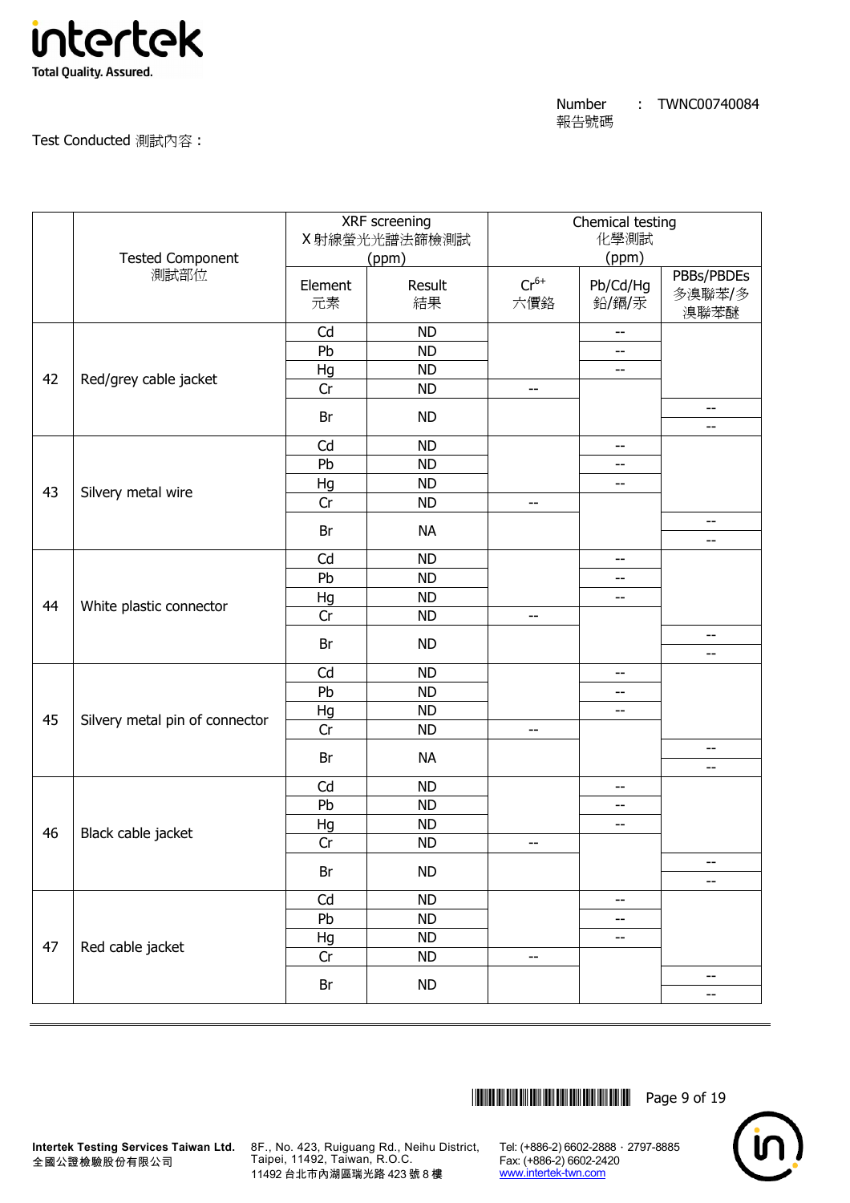Number : TWNC00740084
報告號碼

Test Conducted 測試內容：

| | Tested Component 測試部位 | XRF screening X射線螢光光譜法篩檢測試 (ppm) | | Chemical testing 化學測試 (ppm) | | |
|---|---|---|---|---|---|---|
| | | Element 元素 | Result 結果 | $Cr^{6+}$ 六價鉻 | Pb/Cd/Hg 鉛/鎘/汞 | PBBs/PBDEs 多溴聯苯/多溴聯苯醚 |
| 42 | Red/grey cable jacket | Cd | ND | | -- | |
| | | Pb | ND | | -- | |
| | | Hg | ND | | -- | |
| | | Cr | ND | -- | | |
| | | Br | ND | | | -- |
| | | | | | | -- |
| 43 | Silvery metal wire | Cd | ND | | -- | |
| | | Pb | ND | | -- | |
| | | Hg | ND | | -- | |
| | | Cr | ND | -- | | |
| | | Br | NA | | | -- |
| | | | | | | -- |
| 44 | White plastic connector | Cd | ND | | -- | |
| | | Pb | ND | | -- | |
| | | Hg | ND | | -- | |
| | | Cr | ND | -- | | |
| | | Br | ND | | | -- |
| | | | | | | -- |
| 45 | Silvery metal pin of connector | Cd | ND | | -- | |
| | | Pb | ND | | -- | |
| | | Hg | ND | | -- | |
| | | Cr | ND | -- | | |
| | | Br | NA | | | -- |
| | | | | | | -- |
| 46 | Black cable jacket | Cd | ND | | -- | |
| | | Pb | ND | | -- | |
| | | Hg | ND | | -- | |
| | | Cr | ND | -- | | |
| | | Br | ND | | | -- |
| | | | | | | -- |
| 47 | Red cable jacket | Cd | ND | | -- | |
| | | Pb | ND | | -- | |
| | | Hg | ND | | -- | |
| | | Cr | ND | -- | | |
| | | Br | ND | | | -- |
| | | | | | | -- |

**Intertek Testing Services Taiwan Ltd.**
全國公證檢驗股份有限公司

8F., No. 423, Ruiguang Rd., Neihu District, Taipei, 11492, Taiwan, R.O.C.
11492 台北市內湖區瑞光路 423 號 8 樓

Tel: (+886-2) 6602-2888．2797-8885
Fax: (+886-2) 6602-2420
www.intertek-twn.com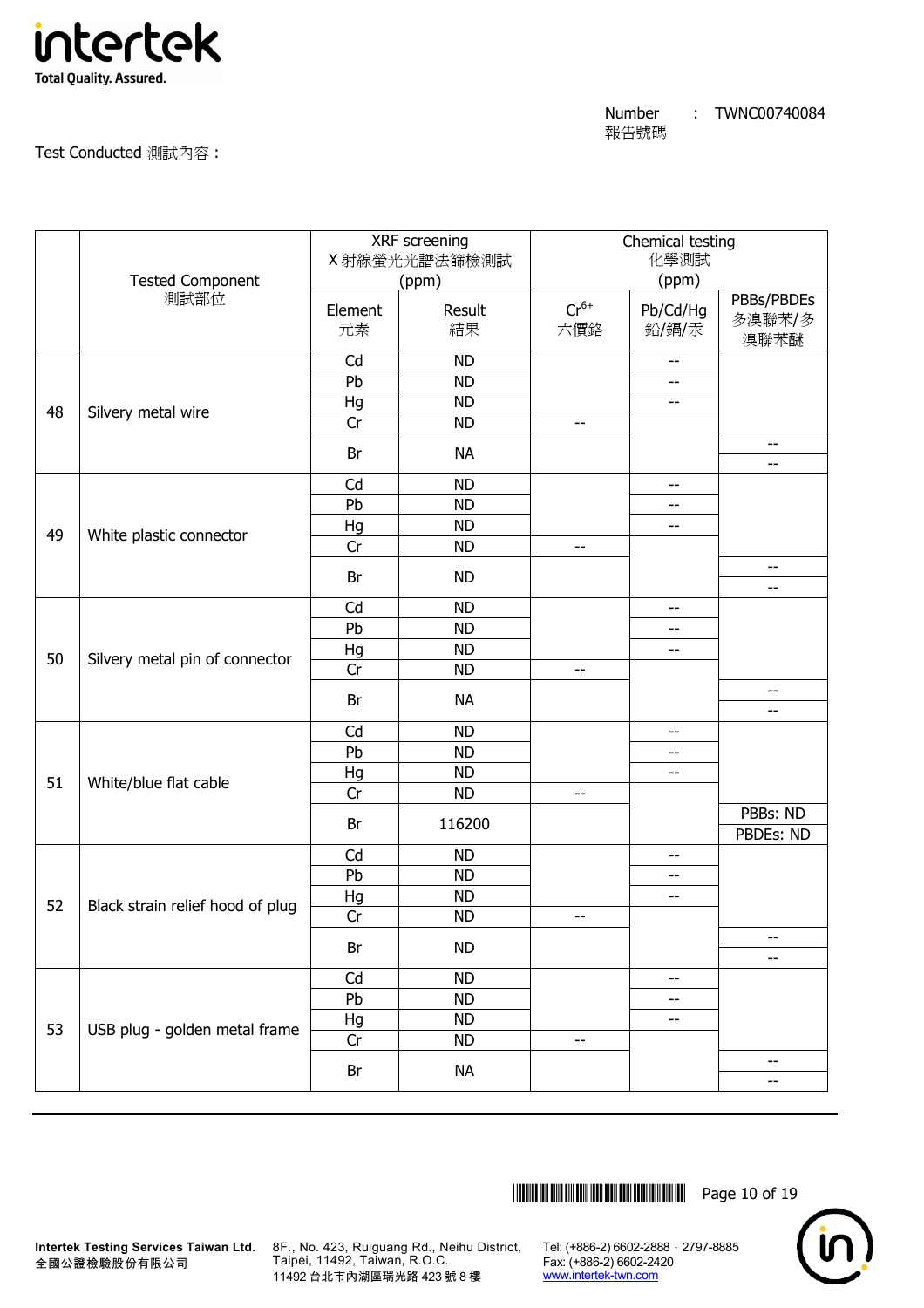Number : TWNC00740084
報告號碼

Test Conducted 測試內容：

| | Tested Component 測試部位 | XRF screening X 射線螢光光譜法篩檢測試 (ppm) | | Chemical testing 化學測試 (ppm) | | |
|---|---|---|---|---|---|---|
| | | Element 元素 | Result 結果 | $Cr^{6+}$ 六價鉻 | Pb/Cd/Hg 鉛/鎘/汞 | PBBs/PBDEs 多溴聯苯/多溴聯苯醚 |
| 48 | Silvery metal wire | Cd | ND | | -- | |
| | | Pb | ND | | -- | |
| | | Hg | ND | | -- | |
| | | Cr | ND | -- | | |
| | | Br | NA | | | -- |
| | | | | | | -- |
| 49 | White plastic connector | Cd | ND | | -- | |
| | | Pb | ND | | -- | |
| | | Hg | ND | | -- | |
| | | Cr | ND | -- | | |
| | | Br | ND | | | -- |
| | | | | | | -- |
| 50 | Silvery metal pin of connector | Cd | ND | | -- | |
| | | Pb | ND | | -- | |
| | | Hg | ND | | -- | |
| | | Cr | ND | -- | | |
| | | Br | NA | | | -- |
| | | | | | | -- |
| 51 | White/blue flat cable | Cd | ND | | -- | |
| | | Pb | ND | | -- | |
| | | Hg | ND | | -- | |
| | | Cr | ND | -- | | |
| | | Br | 116200 | | | PBBs: ND |
| | | | | | | PBDEs: ND |
| 52 | Black strain relief hood of plug | Cd | ND | | -- | |
| | | Pb | ND | | -- | |
| | | Hg | ND | | -- | |
| | | Cr | ND | -- | | |
| | | Br | ND | | | -- |
| | | | | | | -- |
| 53 | USB plug - golden metal frame | Cd | ND | | -- | |
| | | Pb | ND | | -- | |
| | | Hg | ND | | -- | |
| | | Cr | ND | -- | | |
| | | Br | NA | | | -- |
| | | | | | | -- |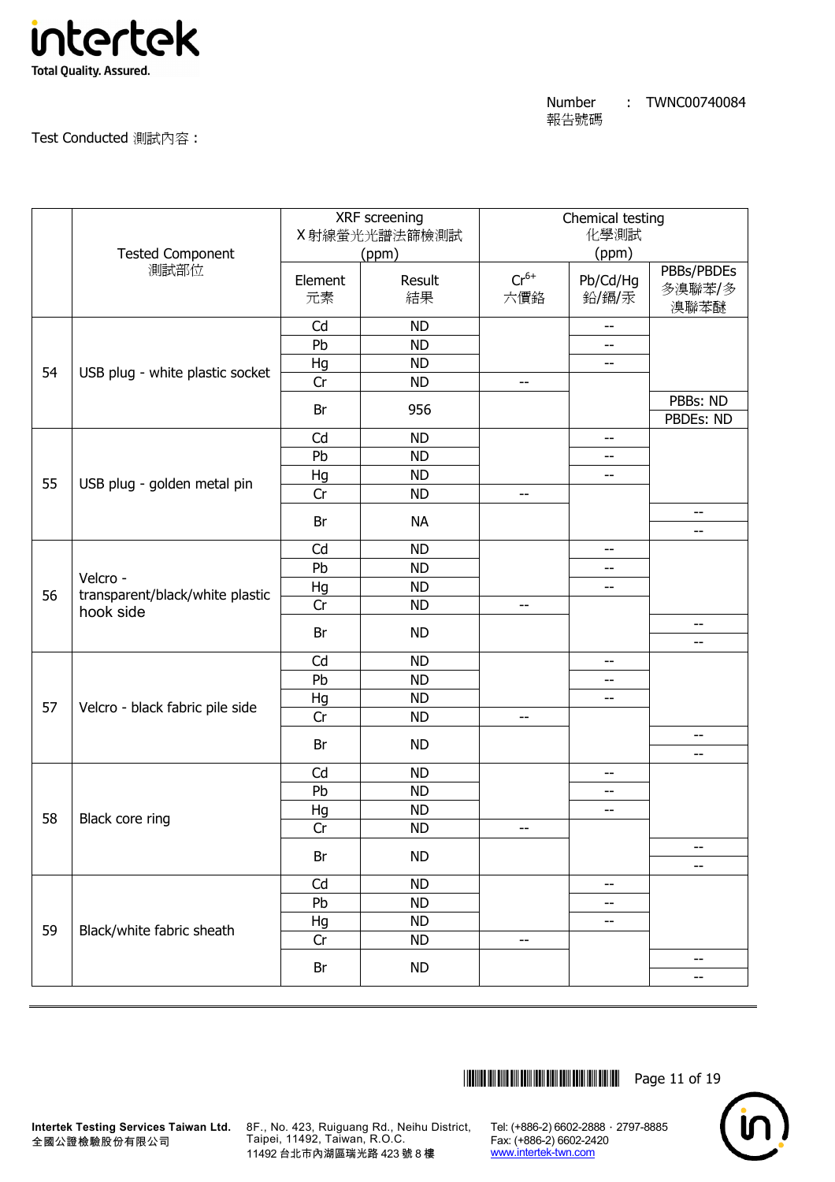Number 報告號碼 : TWNC00740084

Test Conducted 測試內容：

| | Tested Component 測試部位 | XRF screening X 射線螢光光譜法篩檢測試 (ppm) | | Chemical testing 化學測試 (ppm) | | |
|---|---|---|---|---|---|---|
| | | Element 元素 | Result 結果 | $Cr^{6+}$ 六價鉻 | Pb/Cd/Hg 鉛/鎘/汞 | PBBs/PBDEs 多溴聯苯/多溴聯苯醚 |
| 54 | USB plug - white plastic socket | Cd | ND | | -- | |
| | | Pb | ND | | -- | |
| | | Hg | ND | | -- | |
| | | Cr | ND | -- | | |
| | | Br | 956 | | | PBBs: ND |
| | | | | | | PBDEs: ND |
| 55 | USB plug - golden metal pin | Cd | ND | | -- | |
| | | Pb | ND | | -- | |
| | | Hg | ND | | -- | |
| | | Cr | ND | -- | | |
| | | Br | NA | | | -- |
| | | | | | | -- |
| 56 | Velcro - transparent/black/white plastic hook side | Cd | ND | | -- | |
| | | Pb | ND | | -- | |
| | | Hg | ND | | -- | |
| | | Cr | ND | -- | | |
| | | Br | ND | | | -- |
| | | | | | | -- |
| 57 | Velcro - black fabric pile side | Cd | ND | | -- | |
| | | Pb | ND | | -- | |
| | | Hg | ND | | -- | |
| | | Cr | ND | -- | | |
| | | Br | ND | | | -- |
| | | | | | | -- |
| 58 | Black core ring | Cd | ND | | -- | |
| | | Pb | ND | | -- | |
| | | Hg | ND | | -- | |
| | | Cr | ND | -- | | |
| | | Br | ND | | | -- |
| | | | | | | -- |
| 59 | Black/white fabric sheath | Cd | ND | | -- | |
| | | Pb | ND | | -- | |
| | | Hg | ND | | -- | |
| | | Cr | ND | -- | | |
| | | Br | ND | | | -- |
| | | | | | | -- |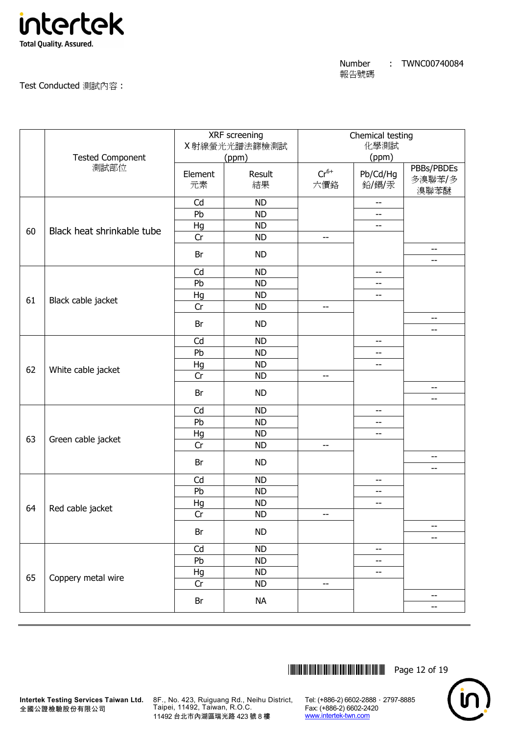Number 報告號碼 : TWNC00740084

Test Conducted 測試內容：

| | Tested Component 測試部位 | XRF screening X射線螢光光譜法篩檢測試 (ppm) | | Chemical testing 化學測試 (ppm) | | |
|---|---|---|---|---|---|---|
| | | Element 元素 | Result 結果 | $Cr^{6+}$ 六價鉻 | Pb/Cd/Hg 鉛/鎘/汞 | PBBs/PBDEs 多溴聯苯/多溴聯苯醚 |
| 60 | Black heat shrinkable tube | Cd | ND | | -- | |
| | | Pb | ND | | -- | |
| | | Hg | ND | | -- | |
| | | Cr | ND | -- | | |
| | | Br | ND | | | -- / -- |
| 61 | Black cable jacket | Cd | ND | | -- | |
| | | Pb | ND | | -- | |
| | | Hg | ND | | -- | |
| | | Cr | ND | -- | | |
| | | Br | ND | | | -- / -- |
| 62 | White cable jacket | Cd | ND | | -- | |
| | | Pb | ND | | -- | |
| | | Hg | ND | | -- | |
| | | Cr | ND | -- | | |
| | | Br | ND | | | -- / -- |
| 63 | Green cable jacket | Cd | ND | | -- | |
| | | Pb | ND | | -- | |
| | | Hg | ND | | -- | |
| | | Cr | ND | -- | | |
| | | Br | ND | | | -- / -- |
| 64 | Red cable jacket | Cd | ND | | -- | |
| | | Pb | ND | | -- | |
| | | Hg | ND | | -- | |
| | | Cr | ND | -- | | |
| | | Br | ND | | | -- / -- |
| 65 | Coppery metal wire | Cd | ND | | -- | |
| | | Pb | ND | | -- | |
| | | Hg | ND | | -- | |
| | | Cr | ND | -- | | |
| | | Br | NA | | | -- / -- |

Intertek Testing Services Taiwan Ltd.
全國公證檢驗股份有限公司

8F., No. 423, Ruiguang Rd., Neihu District, Taipei, 11492, Taiwan, R.O.C.
11492 台北市內湖區瑞光路 423 號 8 樓

Tel: (+886-2) 6602-2888．2797-8885
Fax: (+886-2) 6602-2420
www.intertek-twn.com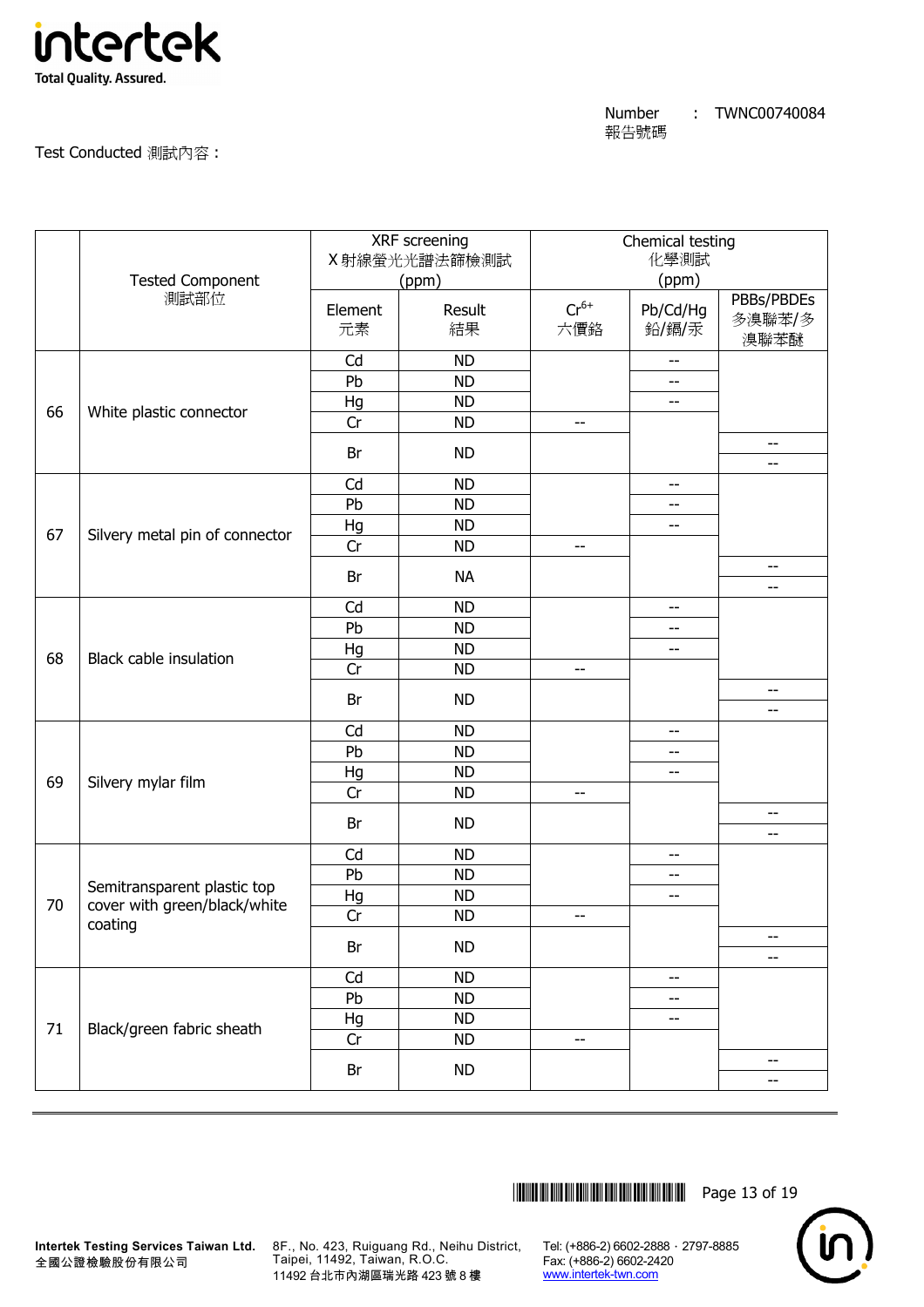Number 報告號碼 : TWNC00740084

Test Conducted 測試內容：

| | Tested Component 測試部位 | XRF screening X射線螢光光譜法篩檢測試 (ppm) | | Chemical testing 化學測試 (ppm) | | |
|---|---|---|---|---|---|---|
| | | Element 元素 | Result 結果 | $Cr^{6+}$ 六價鉻 | Pb/Cd/Hg 鉛/鎘/汞 | PBBs/PBDEs 多溴聯苯/多溴聯苯醚 |
| 66 | White plastic connector | Cd | ND | | -- | |
| | | Pb | ND | | -- | |
| | | Hg | ND | | -- | |
| | | Cr | ND | -- | | |
| | | Br | ND | | | -- / -- |
| 67 | Silvery metal pin of connector | Cd | ND | | -- | |
| | | Pb | ND | | -- | |
| | | Hg | ND | | -- | |
| | | Cr | ND | -- | | |
| | | Br | NA | | | -- / -- |
| 68 | Black cable insulation | Cd | ND | | -- | |
| | | Pb | ND | | -- | |
| | | Hg | ND | | -- | |
| | | Cr | ND | -- | | |
| | | Br | ND | | | -- / -- |
| 69 | Silvery mylar film | Cd | ND | | -- | |
| | | Pb | ND | | -- | |
| | | Hg | ND | | -- | |
| | | Cr | ND | -- | | |
| | | Br | ND | | | -- / -- |
| 70 | Semitransparent plastic top cover with green/black/white coating | Cd | ND | | -- | |
| | | Pb | ND | | -- | |
| | | Hg | ND | | -- | |
| | | Cr | ND | -- | | |
| | | Br | ND | | | -- / -- |
| 71 | Black/green fabric sheath | Cd | ND | | -- | |
| | | Pb | ND | | -- | |
| | | Hg | ND | | -- | |
| | | Cr | ND | -- | | |
| | | Br | ND | | | -- / -- |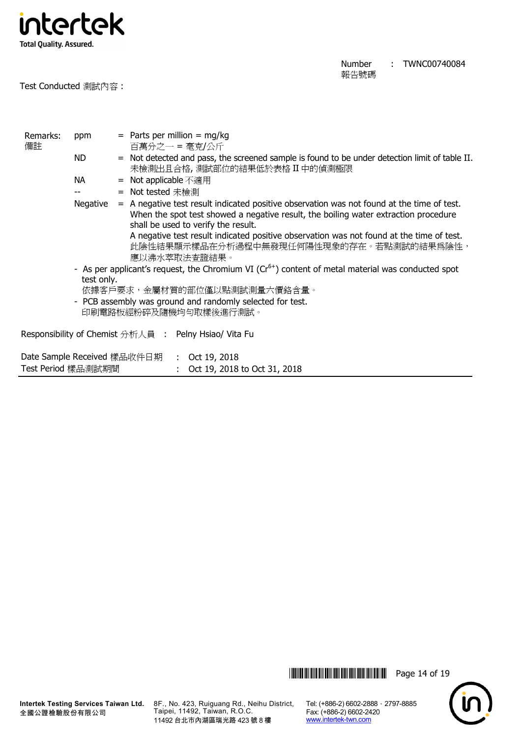Number 報告號碼 : TWNC00740084

Test Conducted 測試內容 :

| Remarks: 備註 | | | |
|---|---|---|---|
| | ppm | = | Parts per million = mg/kg<br>百萬分之一 = 毫克/公斤 |
| | ND | = | Not detected and pass, the screened sample is found to be under detection limit of table II.<br>未檢測出且合格, 測試部位的結果低於表格 II 中的偵測極限 |
| | NA | = | Not applicable 不適用 |
| | -- | = | Not tested 未檢測 |
| | Negative | = | A negative test result indicated positive observation was not found at the time of test. When the spot test showed a negative result, the boiling water extraction procedure shall be used to verify the result.<br>A negative test result indicated positive observation was not found at the time of test.<br>此陰性結果顯示樣品在分析過程中無發現任何陽性現象的存在。若點測試的結果爲陰性，應以沸水萃取法查證結果。 |

- As per applicant's request, the Chromium VI ($Cr^{6+}$) content of metal material was conducted spot test only.
  依據客戶要求，金屬材質的部位僅以點測試測量六價鉻含量。
- PCB assembly was ground and randomly selected for test.
  印刷電路板經粉碎及隨機均勻取樣後進行測試。

Responsibility of Chemist 分析人員 : Pelny Hsiao/ Vita Fu

Date Sample Received 樣品收件日期 : Oct 19, 2018
Test Period 樣品測試期間 : Oct 19, 2018 to Oct 31, 2018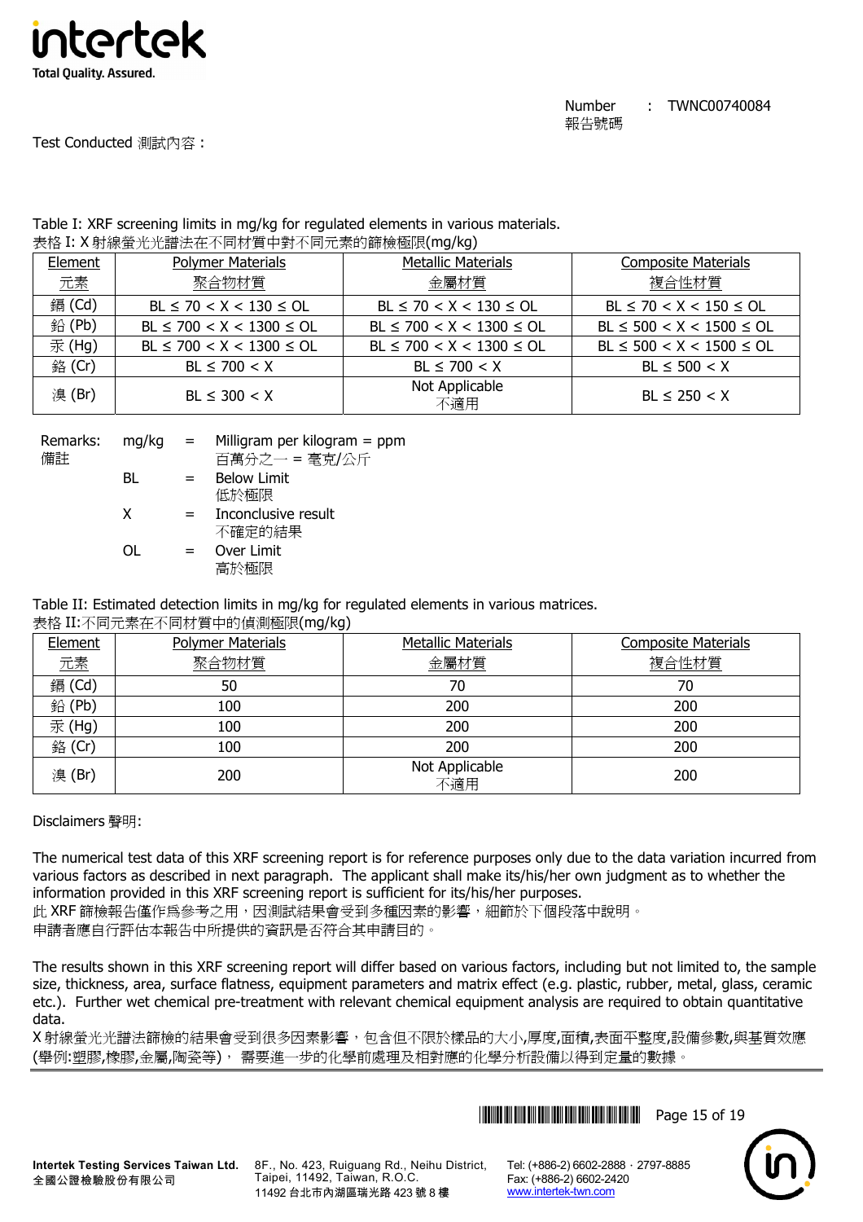Number 報告號碼 : TWNC00740084

Test Conducted 測試內容：

Table I: XRF screening limits in mg/kg for regulated elements in various materials.
表格 I: X 射線螢光光譜法在不同材質中對不同元素的篩檢極限(mg/kg)

| Element 元素 | Polymer Materials 聚合物材質 | Metallic Materials 金屬材質 | Composite Materials 複合性材質 |
|---|---|---|---|
| 鎘 (Cd) | BL ≤ 70 < X < 130 ≤ OL | BL ≤ 70 < X < 130 ≤ OL | BL ≤ 70 < X < 150 ≤ OL |
| 鉛 (Pb) | BL ≤ 700 < X < 1300 ≤ OL | BL ≤ 700 < X < 1300 ≤ OL | BL ≤ 500 < X < 1500 ≤ OL |
| 汞 (Hg) | BL ≤ 700 < X < 1300 ≤ OL | BL ≤ 700 < X < 1300 ≤ OL | BL ≤ 500 < X < 1500 ≤ OL |
| 鉻 (Cr) | BL ≤ 700 < X | BL ≤ 700 < X | BL ≤ 500 < X |
| 溴 (Br) | BL ≤ 300 < X | Not Applicable 不適用 | BL ≤ 250 < X |

Remarks: 備註

- mg/kg = Milligram per kilogram = ppm 百萬分之一 = 毫克/公斤
- BL = Below Limit 低於極限
- X = Inconclusive result 不確定的結果
- OL = Over Limit 高於極限

Table II: Estimated detection limits in mg/kg for regulated elements in various matrices.
表格 II:不同元素在不同材質中的偵測極限(mg/kg)

| Element 元素 | Polymer Materials 聚合物材質 | Metallic Materials 金屬材質 | Composite Materials 複合性材質 |
|---|---|---|---|
| 鎘 (Cd) | 50 | 70 | 70 |
| 鉛 (Pb) | 100 | 200 | 200 |
| 汞 (Hg) | 100 | 200 | 200 |
| 鉻 (Cr) | 100 | 200 | 200 |
| 溴 (Br) | 200 | Not Applicable 不適用 | 200 |

Disclaimers 聲明:

The numerical test data of this XRF screening report is for reference purposes only due to the data variation incurred from various factors as described in next paragraph. The applicant shall make its/his/her own judgment as to whether the information provided in this XRF screening report is sufficient for its/his/her purposes.
此 XRF 篩檢報告僅作爲參考之用，因測試結果會受到多種因素的影響，細節於下個段落中說明。
申請者應自行評估本報告中所提供的資訊是否符合其申請目的。

The results shown in this XRF screening report will differ based on various factors, including but not limited to, the sample size, thickness, area, surface flatness, equipment parameters and matrix effect (e.g. plastic, rubber, metal, glass, ceramic etc.). Further wet chemical pre-treatment with relevant chemical equipment analysis are required to obtain quantitative data.
X 射線螢光光譜法篩檢的結果會受到很多因素影響，包含但不限於樣品的大小,厚度,面積,表面平整度,設備參數,與基質效應(舉例:塑膠,橡膠,金屬,陶瓷等)， 需要進一步的化學前處理及相對應的化學分析設備以得到定量的數據。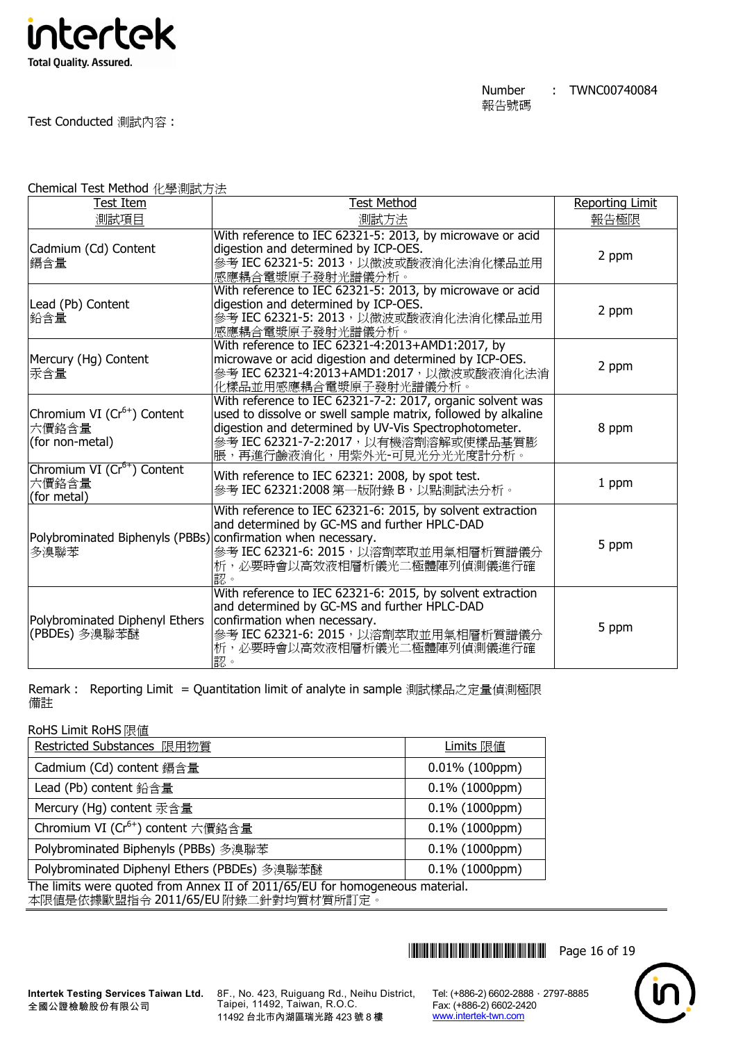Number 報告號碼 : TWNC00740084

Test Conducted 測試內容 :

Chemical Test Method 化學測試方法

| Test Item<br>測試項目 | Test Method<br>測試方法 | Reporting Limit<br>報告極限 |
|---|---|---|
| Cadmium (Cd) Content<br>鎘含量 | With reference to IEC 62321-5: 2013, by microwave or acid digestion and determined by ICP-OES.<br>參考 IEC 62321-5: 2013，以微波或酸液消化法消化樣品並用感應耦合電漿原子發射光譜儀分析。 | 2 ppm |
| Lead (Pb) Content<br>鉛含量 | With reference to IEC 62321-5: 2013, by microwave or acid digestion and determined by ICP-OES.<br>參考 IEC 62321-5: 2013，以微波或酸液消化法消化樣品並用感應耦合電漿原子發射光譜儀分析。 | 2 ppm |
| Mercury (Hg) Content<br>汞含量 | With reference to IEC 62321-4:2013+AMD1:2017, by microwave or acid digestion and determined by ICP-OES.<br>參考 IEC 62321-4:2013+AMD1:2017，以微波或酸液消化法消化樣品並用感應耦合電漿原子發射光譜儀分析。 | 2 ppm |
| Chromium VI ($Cr^{6+}$) Content<br>六價鉻含量<br>(for non-metal) | With reference to IEC 62321-7-2: 2017, organic solvent was used to dissolve or swell sample matrix, followed by alkaline digestion and determined by UV-Vis Spectrophotometer.<br>參考 IEC 62321-7-2:2017，以有機溶劑溶解或使樣品基質膨脹，再進行鹼液消化，用紫外光-可見光分光光度計分析。 | 8 ppm |
| Chromium VI ($Cr^{6+}$) Content<br>六價鉻含量<br>(for metal) | With reference to IEC 62321: 2008, by spot test.<br>參考 IEC 62321:2008 第一版附錄 B，以點測試法分析。 | 1 ppm |
| Polybrominated Biphenyls (PBBs)<br>多溴聯苯 | With reference to IEC 62321-6: 2015, by solvent extraction and determined by GC-MS and further HPLC-DAD confirmation when necessary.<br>參考 IEC 62321-6: 2015，以溶劑萃取並用氣相層析質譜儀分析，必要時會以高效液相層析儀光二極體陣列偵測儀進行確認。 | 5 ppm |
| Polybrominated Diphenyl Ethers (PBDEs) 多溴聯苯醚 | With reference to IEC 62321-6: 2015, by solvent extraction and determined by GC-MS and further HPLC-DAD confirmation when necessary.<br>參考 IEC 62321-6: 2015，以溶劑萃取並用氣相層析質譜儀分析，必要時會以高效液相層析儀光二極體陣列偵測儀進行確認。 | 5 ppm |

Remark : Reporting Limit = Quantitation limit of analyte in sample 測試樣品之定量偵測極限
備註

RoHS Limit RoHS 限值

| Restricted Substances 限用物質 | Limits 限值 |
|---|---|
| Cadmium (Cd) content 鎘含量 | 0.01% (100ppm) |
| Lead (Pb) content 鉛含量 | 0.1% (1000ppm) |
| Mercury (Hg) content 汞含量 | 0.1% (1000ppm) |
| Chromium VI ($Cr^{6+}$) content 六價鉻含量 | 0.1% (1000ppm) |
| Polybrominated Biphenyls (PBBs) 多溴聯苯 | 0.1% (1000ppm) |
| Polybrominated Diphenyl Ethers (PBDEs) 多溴聯苯醚 | 0.1% (1000ppm) |

The limits were quoted from Annex II of 2011/65/EU for homogeneous material.
本限值是依據歐盟指令 2011/65/EU 附錄二針對均質材質所訂定。

**Intertek Testing Services Taiwan Ltd.**
全國公證檢驗股份有限公司
8F., No. 423, Ruiguang Rd., Neihu District, Taipei, 11492, Taiwan, R.O.C.
11492 台北市內湖區瑞光路 423 號 8 樓
Tel: (+886-2) 6602-2888 · 2797-8885
Fax: (+886-2) 6602-2420
www.intertek-twn.com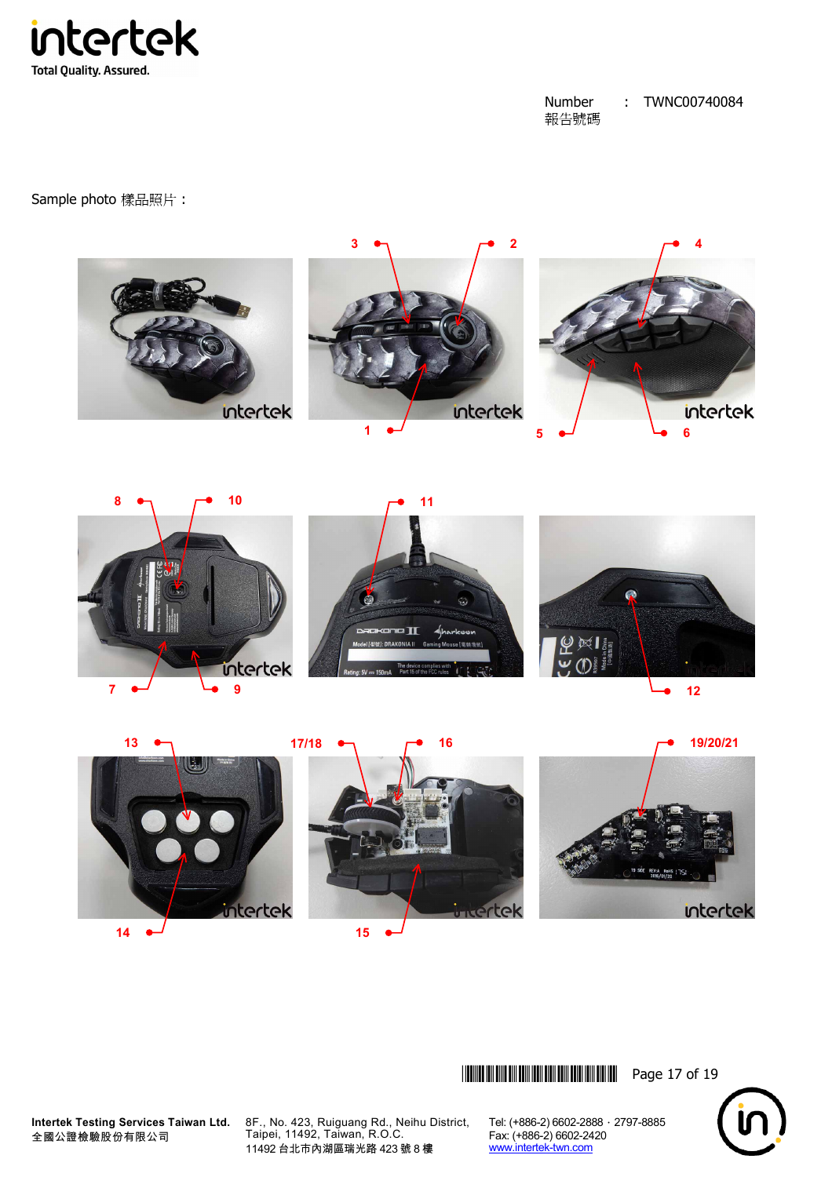Number 報告號碼 : TWNC00740084

Sample photo 樣品照片：

3 2 4

1 5 6

8 10 11

7 9 12

13 17/18 16 19/20/21

14 15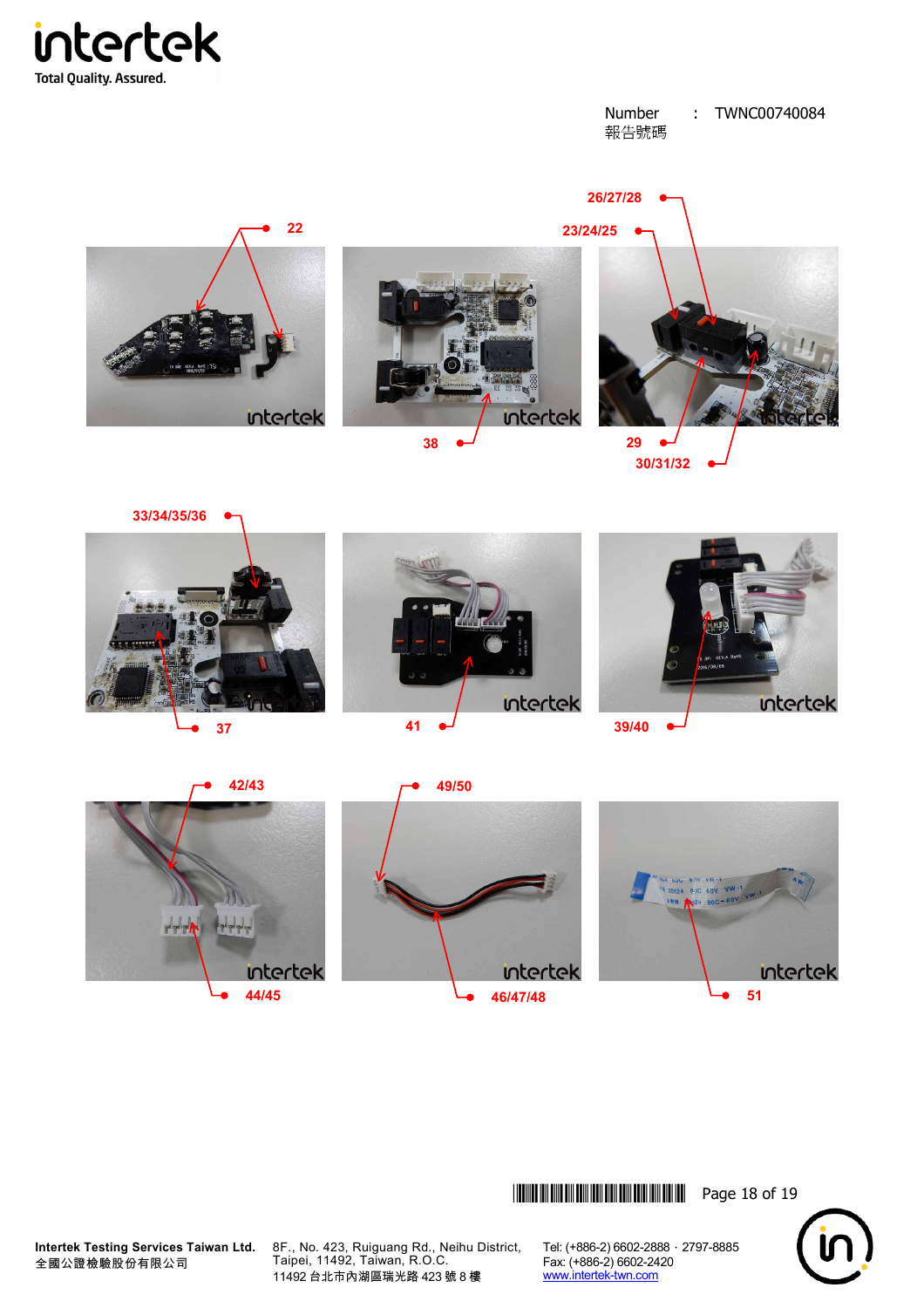Number 報告號碼 : TWNC00740084

22

26/27/28

23/24/25

38

29

30/31/32

33/34/35/36

37

41

39/40

42/43

44/45

49/50

46/47/48

51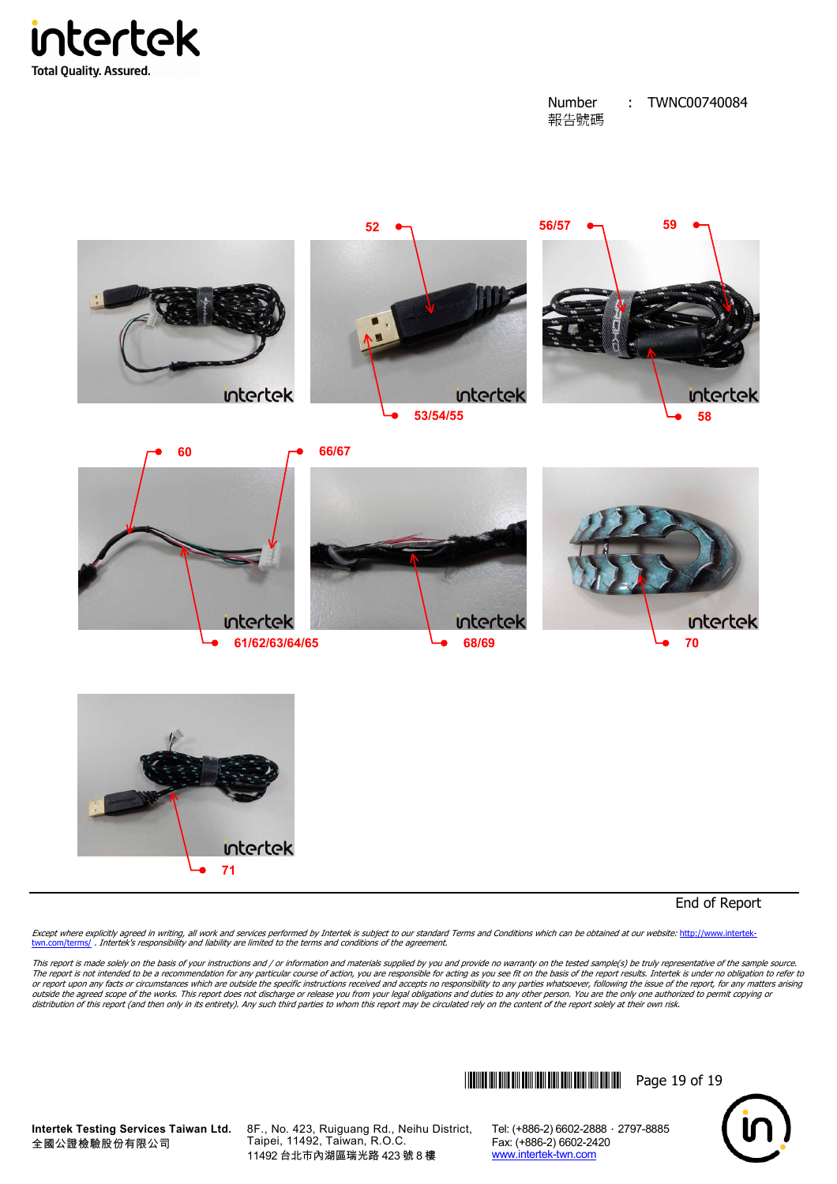Number : TWNC00740084
報告號碼

52

56/57

59

53/54/55

58

60

66/67

61/62/63/64/65

68/69

70

71

End of Report

*Except where explicitly agreed in writing, all work and services performed by Intertek is subject to our standard Terms and Conditions which can be obtained at our website: http://www.intertek-twn.com/terms/ . Intertek's responsibility and liability are limited to the terms and conditions of the agreement.*

*This report is made solely on the basis of your instructions and / or information and materials supplied by you and provide no warranty on the tested sample(s) be truly representative of the sample source. The report is not intended to be a recommendation for any particular course of action, you are responsible for acting as you see fit on the basis of the report results. Intertek is under no obligation to refer to or report upon any facts or circumstances which are outside the specific instructions received and accepts no responsibility to any parties whatsoever, following the issue of the report, for any matters arising outside the agreed scope of the works. This report does not discharge or release you from your legal obligations and duties to any other person. You are the only one authorized to permit copying or distribution of this report (and then only in its entirety). Any such third parties to whom this report may be circulated rely on the content of the report solely at their own risk.*

**Intertek Testing Services Taiwan Ltd.**
全國公證檢驗股份有限公司

8F., No. 423, Ruiguang Rd., Neihu District, Taipei, 11492, Taiwan, R.O.C.
11492 台北市內湖區瑞光路 423 號 8 樓

Tel: (+886-2) 6602-2888 · 2797-8885
Fax: (+886-2) 6602-2420
www.intertek-twn.com